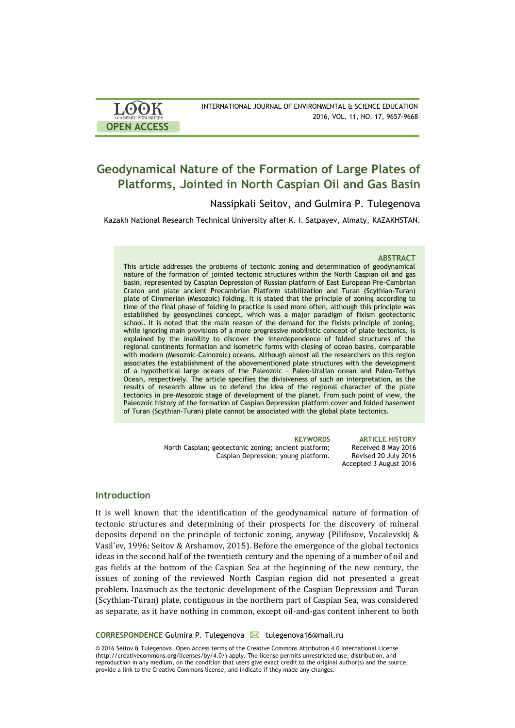# Geodynamical Nature of the Formation of Large Plates of Platforms, Jointed in North Caspian Oil and Gas Basin

Nassipkali Seitov, and Gulmira P. Tulegenova

Kazakh National Research Technical University after K. I. Satpayev, Almaty, KAZAKHSTAN.

### ABSTRACT

This article addresses the problems of tectonic zoning and determination of geodynamical nature of the formation of jointed tectonic structures within the North Caspian oil and gas basin, represented by Caspian Depression of Russian platform of East European Pre-Cambrian Craton and plate ancient Precambrian Platform stabilization and Turan (Scythian-Turan) plate of Cimmerian (Mesozoic) folding. It is stated that the principle of zoning according to time of the final phase of folding in practice is used more often, although this principle was established by geosynclines concept, which was a major paradigm of fixism geotectonic school. It is noted that the main reason of the demand for the fixists principle of zoning, while ignoring main provisions of a more progressive mobilistic concept of plate tectonics, is explained by the inability to discover the interdependence of folded structures of the regional continents formation and isometric forms with closing of ocean basins, comparable with modern (Mesozoic-Cainozoic) oceans. Although almost all the researchers on this region associates the establishment of the abovementioned plate structures with the development of a hypothetical large oceans of the Paleozoic – Paleo-Uralian ocean and Paleo-Tethys Ocean, respectively. The article specifies the divisiveness of such an interpretation, as the results of research allow us to defend the idea of the regional character of the plate tectonics in pre-Mesozoic stage of development of the planet. From such point of view, the Paleozoic history of the formation of Caspian Depression platform cover and folded basement of Turan (Scythian-Turan) plate cannot be associated with the global plate tectonics.

**KEYWORDS**
North Caspian; geotectonic zoning; ancient platform; Caspian Depression; young platform.

**ARTICLE HISTORY**
Received 8 May 2016
Revised 20 July 2016
Accepted 3 August 2016

## Introduction

It is well known that the identification of the geodynamical nature of formation of tectonic structures and determining of their prospects for the discovery of mineral deposits depend on the principle of tectonic zoning, anyway (Pilifosov, Vocalevskij & Vasil'ev, 1996; Seitov & Arshamov, 2015). Before the emergence of the global tectonics ideas in the second half of the twentieth century and the opening of a number of oil and gas fields at the bottom of the Caspian Sea at the beginning of the new century, the issues of zoning of the reviewed North Caspian region did not presented a great problem. Inasmuch as the tectonic development of the Caspian Depression and Turan (Scythian-Turan) plate, contiguous in the northern part of Caspian Sea, was considered as separate, as it have nothing in common, except oil-and-gas content inherent to both

**CORRESPONDENCE** Gulmira P. Tulegenova ✉ tulegenova16@mail.ru

© 2016 Seitov & Tulegenova. Open Access terms of the Creative Commons Attribution 4.0 International License (http://creativecommons.org/licenses/by/4.0/) apply. The license permits unrestricted use, distribution, and reproduction in any medium, on the condition that users give exact credit to the original author(s) and the source, provide a link to the Creative Commons license, and indicate if they made any changes.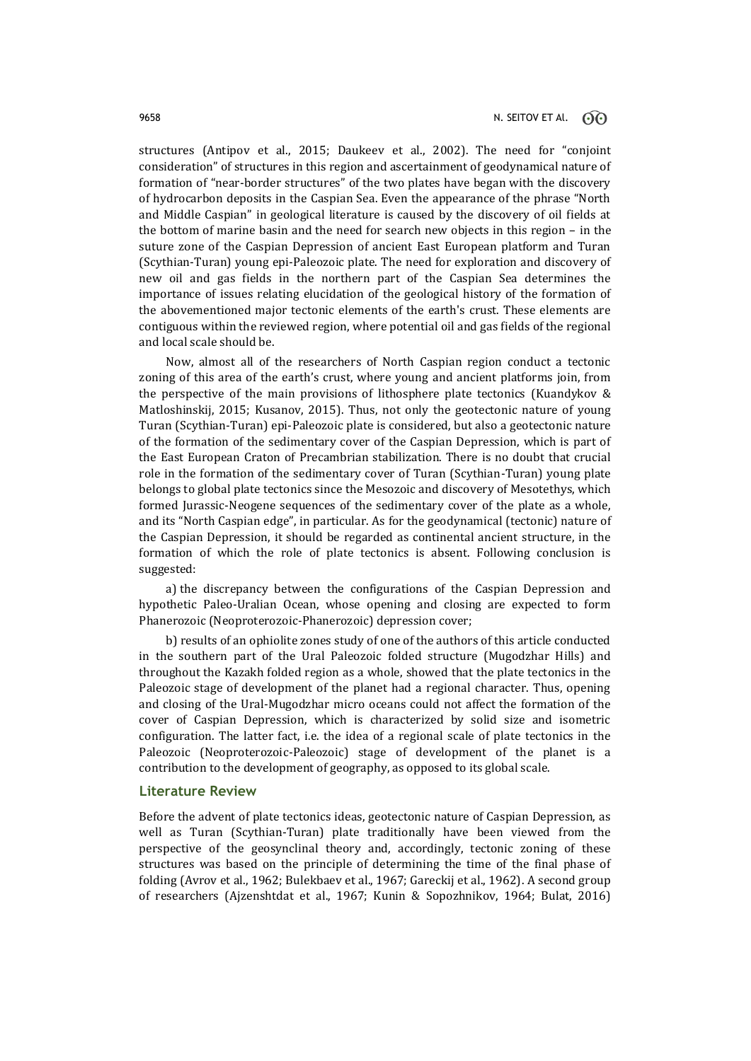structures (Antipov et al., 2015; Daukeev et al., 2002). The need for "conjoint consideration" of structures in this region and ascertainment of geodynamical nature of formation of "near-border structures" of the two plates have began with the discovery of hydrocarbon deposits in the Caspian Sea. Even the appearance of the phrase "North and Middle Caspian" in geological literature is caused by the discovery of oil fields at the bottom of marine basin and the need for search new objects in this region – in the suture zone of the Caspian Depression of ancient East European platform and Turan (Scythian-Turan) young epi-Paleozoic plate. The need for exploration and discovery of new oil and gas fields in the northern part of the Caspian Sea determines the importance of issues relating elucidation of the geological history of the formation of the abovementioned major tectonic elements of the earth's crust. These elements are contiguous within the reviewed region, where potential oil and gas fields of the regional and local scale should be.

Now, almost all of the researchers of North Caspian region conduct a tectonic zoning of this area of the earth's crust, where young and ancient platforms join, from the perspective of the main provisions of lithosphere plate tectonics (Kuandykov & Matloshinskij, 2015; Kusanov, 2015). Thus, not only the geotectonic nature of young Turan (Scythian-Turan) epi-Paleozoic plate is considered, but also a geotectonic nature of the formation of the sedimentary cover of the Caspian Depression, which is part of the East European Craton of Precambrian stabilization. There is no doubt that crucial role in the formation of the sedimentary cover of Turan (Scythian-Turan) young plate belongs to global plate tectonics since the Mesozoic and discovery of Mesotethys, which formed Jurassic-Neogene sequences of the sedimentary cover of the plate as a whole, and its "North Caspian edge", in particular. As for the geodynamical (tectonic) nature of the Caspian Depression, it should be regarded as continental ancient structure, in the formation of which the role of plate tectonics is absent. Following conclusion is suggested:

a) the discrepancy between the configurations of the Caspian Depression and hypothetic Paleo-Uralian Ocean, whose opening and closing are expected to form Phanerozoic (Neoproterozoic-Phanerozoic) depression cover;

b) results of an ophiolite zones study of one of the authors of this article conducted in the southern part of the Ural Paleozoic folded structure (Mugodzhar Hills) and throughout the Kazakh folded region as a whole, showed that the plate tectonics in the Paleozoic stage of development of the planet had a regional character. Thus, opening and closing of the Ural-Mugodzhar micro oceans could not affect the formation of the cover of Caspian Depression, which is characterized by solid size and isometric configuration. The latter fact, i.e. the idea of a regional scale of plate tectonics in the Paleozoic (Neoproterozoic-Paleozoic) stage of development of the planet is a contribution to the development of geography, as opposed to its global scale.

## Literature Review

Before the advent of plate tectonics ideas, geotectonic nature of Caspian Depression, as well as Turan (Scythian-Turan) plate traditionally have been viewed from the perspective of the geosynclinal theory and, accordingly, tectonic zoning of these structures was based on the principle of determining the time of the final phase of folding (Avrov et al., 1962; Bulekbaev et al., 1967; Gareckij et al., 1962). A second group of researchers (Ajzenshtdat et al., 1967; Kunin & Sopozhnikov, 1964; Bulat, 2016)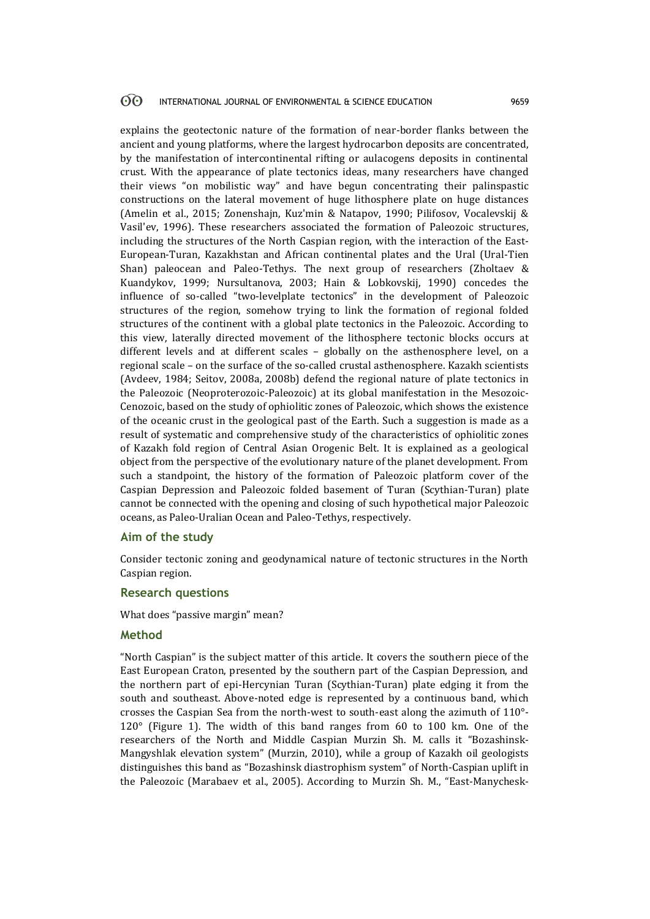explains the geotectonic nature of the formation of near-border flanks between the ancient and young platforms, where the largest hydrocarbon deposits are concentrated, by the manifestation of intercontinental rifting or aulacogens deposits in continental crust. With the appearance of plate tectonics ideas, many researchers have changed their views "on mobilistic way" and have begun concentrating their palinspastic constructions on the lateral movement of huge lithosphere plate on huge distances (Amelin et al., 2015; Zonenshajn, Kuz'min & Natapov, 1990; Pilifosov, Vocalevskij & Vasil'ev, 1996). These researchers associated the formation of Paleozoic structures, including the structures of the North Caspian region, with the interaction of the East-European-Turan, Kazakhstan and African continental plates and the Ural (Ural-Tien Shan) paleocean and Paleo-Tethys. The next group of researchers (Zholtaev & Kuandykov, 1999; Nursultanova, 2003; Hain & Lobkovskij, 1990) concedes the influence of so-called "two-levelplate tectonics" in the development of Paleozoic structures of the region, somehow trying to link the formation of regional folded structures of the continent with a global plate tectonics in the Paleozoic. According to this view, laterally directed movement of the lithosphere tectonic blocks occurs at different levels and at different scales – globally on the asthenosphere level, on a regional scale – on the surface of the so-called crustal asthenosphere. Kazakh scientists (Avdeev, 1984; Seitov, 2008a, 2008b) defend the regional nature of plate tectonics in the Paleozoic (Neoproterozoic-Paleozoic) at its global manifestation in the Mesozoic-Cenozoic, based on the study of ophiolitic zones of Paleozoic, which shows the existence of the oceanic crust in the geological past of the Earth. Such a suggestion is made as a result of systematic and comprehensive study of the characteristics of ophiolitic zones of Kazakh fold region of Central Asian Orogenic Belt. It is explained as a geological object from the perspective of the evolutionary nature of the planet development. From such a standpoint, the history of the formation of Paleozoic platform cover of the Caspian Depression and Paleozoic folded basement of Turan (Scythian-Turan) plate cannot be connected with the opening and closing of such hypothetical major Paleozoic oceans, as Paleo-Uralian Ocean and Paleo-Tethys, respectively.

## Aim of the study

Consider tectonic zoning and geodynamical nature of tectonic structures in the North Caspian region.

## Research questions

What does "passive margin" mean?

## Method

"North Caspian" is the subject matter of this article. It covers the southern piece of the East European Craton, presented by the southern part of the Caspian Depression, and the northern part of epi-Hercynian Turan (Scythian-Turan) plate edging it from the south and southeast. Above-noted edge is represented by a continuous band, which crosses the Caspian Sea from the north-west to south-east along the azimuth of 110°-120° (Figure 1). The width of this band ranges from 60 to 100 km. One of the researchers of the North and Middle Caspian Murzin Sh. M. calls it "Bozashinsk-Mangyshlak elevation system" (Murzin, 2010), while a group of Kazakh oil geologists distinguishes this band as "Bozashinsk diastrophism system" of North-Caspian uplift in the Paleozoic (Marabaev et al., 2005). According to Murzin Sh. M., "East-Manychesk-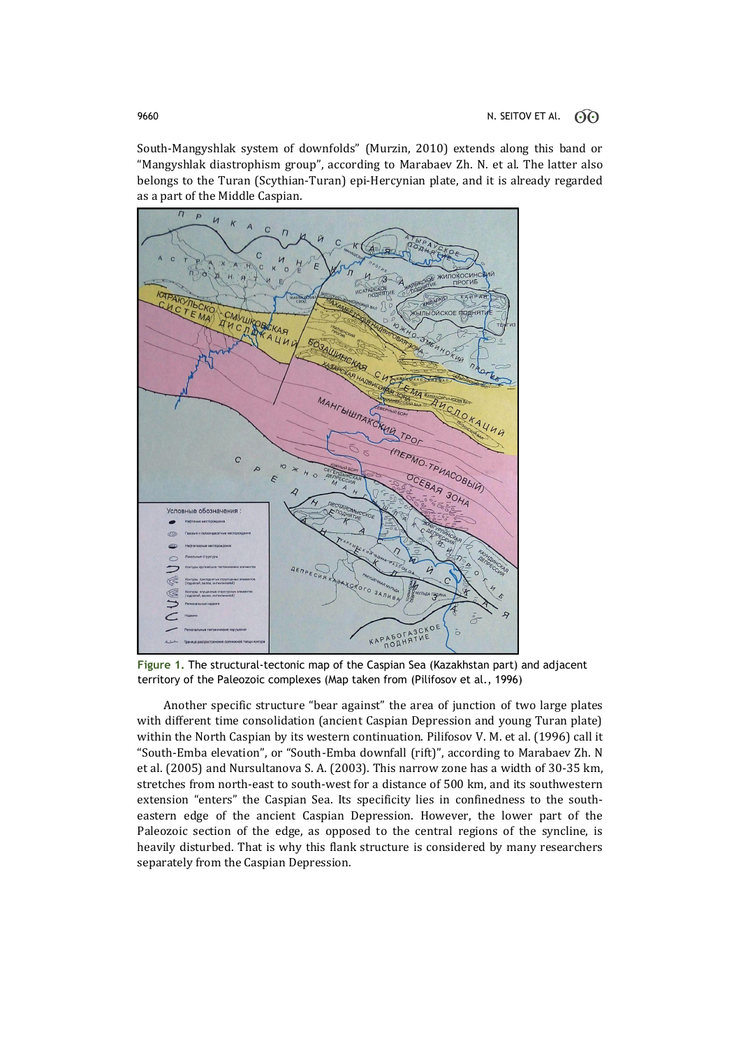South-Mangyshlak system of downfolds" (Murzin, 2010) extends along this band or "Mangyshlak diastrophism group", according to Marabaev Zh. N. et al. The latter also belongs to the Turan (Scythian-Turan) epi-Hercynian plate, and it is already regarded as a part of the Middle Caspian.

**Figure 1.** The structural-tectonic map of the Caspian Sea (Kazakhstan part) and adjacent territory of the Paleozoic complexes (Map taken from (Pilifosov et al., 1996)

Another specific structure "bear against" the area of junction of two large plates with different time consolidation (ancient Caspian Depression and young Turan plate) within the North Caspian by its western continuation. Pilifosov V. M. et al. (1996) call it "South-Emba elevation", or "South-Emba downfall (rift)", according to Marabaev Zh. N et al. (2005) and Nursultanova S. A. (2003). This narrow zone has a width of 30-35 km, stretches from north-east to south-west for a distance of 500 km, and its southwestern extension "enters" the Caspian Sea. Its specificity lies in confinedness to the south-eastern edge of the ancient Caspian Depression. However, the lower part of the Paleozoic section of the edge, as opposed to the central regions of the syncline, is heavily disturbed. That is why this flank structure is considered by many researchers separately from the Caspian Depression.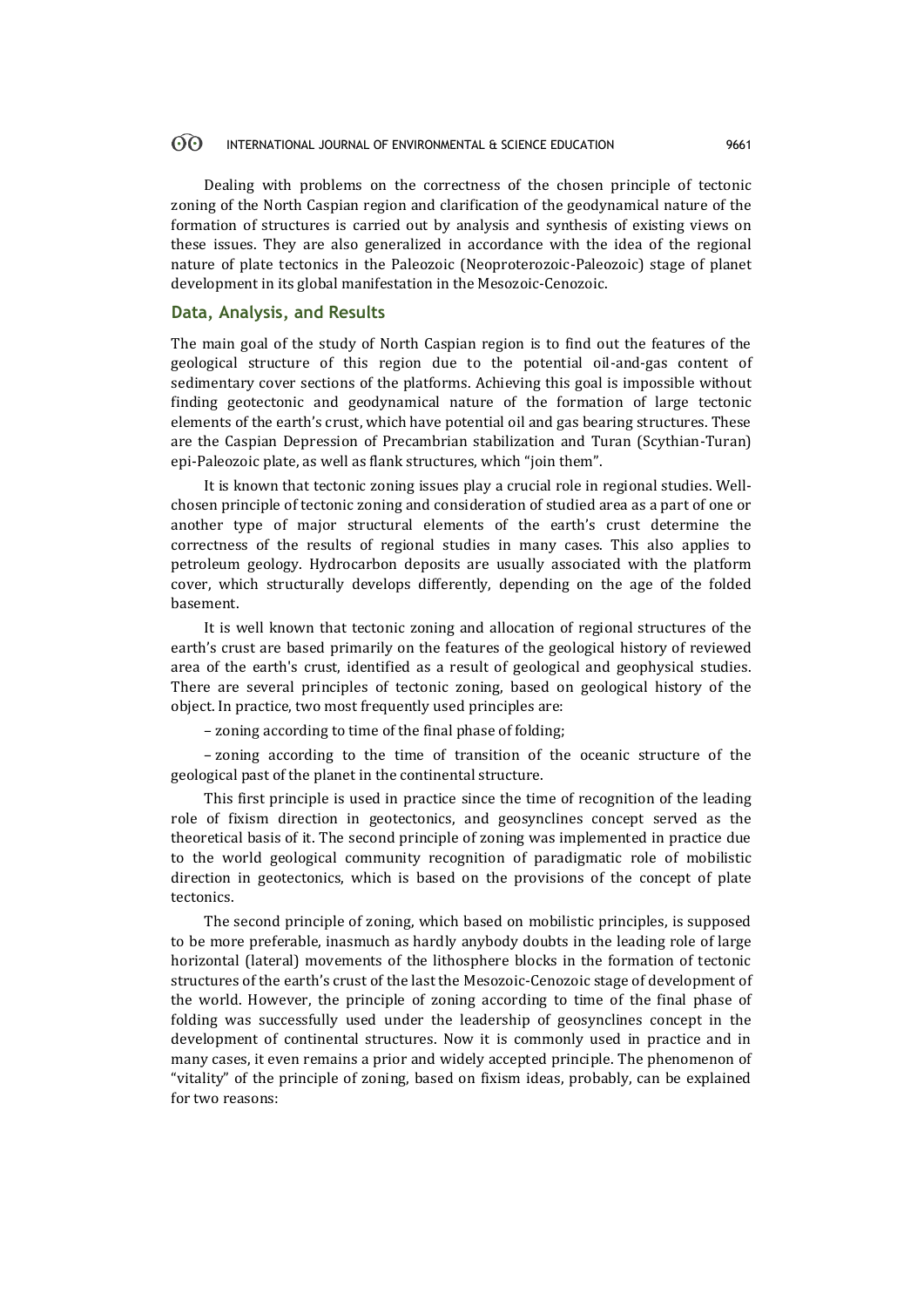Dealing with problems on the correctness of the chosen principle of tectonic zoning of the North Caspian region and clarification of the geodynamical nature of the formation of structures is carried out by analysis and synthesis of existing views on these issues. They are also generalized in accordance with the idea of the regional nature of plate tectonics in the Paleozoic (Neoproterozoic-Paleozoic) stage of planet development in its global manifestation in the Mesozoic-Cenozoic.

## Data, Analysis, and Results

The main goal of the study of North Caspian region is to find out the features of the geological structure of this region due to the potential oil-and-gas content of sedimentary cover sections of the platforms. Achieving this goal is impossible without finding geotectonic and geodynamical nature of the formation of large tectonic elements of the earth's crust, which have potential oil and gas bearing structures. These are the Caspian Depression of Precambrian stabilization and Turan (Scythian-Turan) epi-Paleozoic plate, as well as flank structures, which "join them".

It is known that tectonic zoning issues play a crucial role in regional studies. Well-chosen principle of tectonic zoning and consideration of studied area as a part of one or another type of major structural elements of the earth's crust determine the correctness of the results of regional studies in many cases. This also applies to petroleum geology. Hydrocarbon deposits are usually associated with the platform cover, which structurally develops differently, depending on the age of the folded basement.

It is well known that tectonic zoning and allocation of regional structures of the earth's crust are based primarily on the features of the geological history of reviewed area of the earth's crust, identified as a result of geological and geophysical studies. There are several principles of tectonic zoning, based on geological history of the object. In practice, two most frequently used principles are:

– zoning according to time of the final phase of folding;

– zoning according to the time of transition of the oceanic structure of the geological past of the planet in the continental structure.

This first principle is used in practice since the time of recognition of the leading role of fixism direction in geotectonics, and geosynclines concept served as the theoretical basis of it. The second principle of zoning was implemented in practice due to the world geological community recognition of paradigmatic role of mobilistic direction in geotectonics, which is based on the provisions of the concept of plate tectonics.

The second principle of zoning, which based on mobilistic principles, is supposed to be more preferable, inasmuch as hardly anybody doubts in the leading role of large horizontal (lateral) movements of the lithosphere blocks in the formation of tectonic structures of the earth's crust of the last the Mesozoic-Cenozoic stage of development of the world. However, the principle of zoning according to time of the final phase of folding was successfully used under the leadership of geosynclines concept in the development of continental structures. Now it is commonly used in practice and in many cases, it even remains a prior and widely accepted principle. The phenomenon of "vitality" of the principle of zoning, based on fixism ideas, probably, can be explained for two reasons: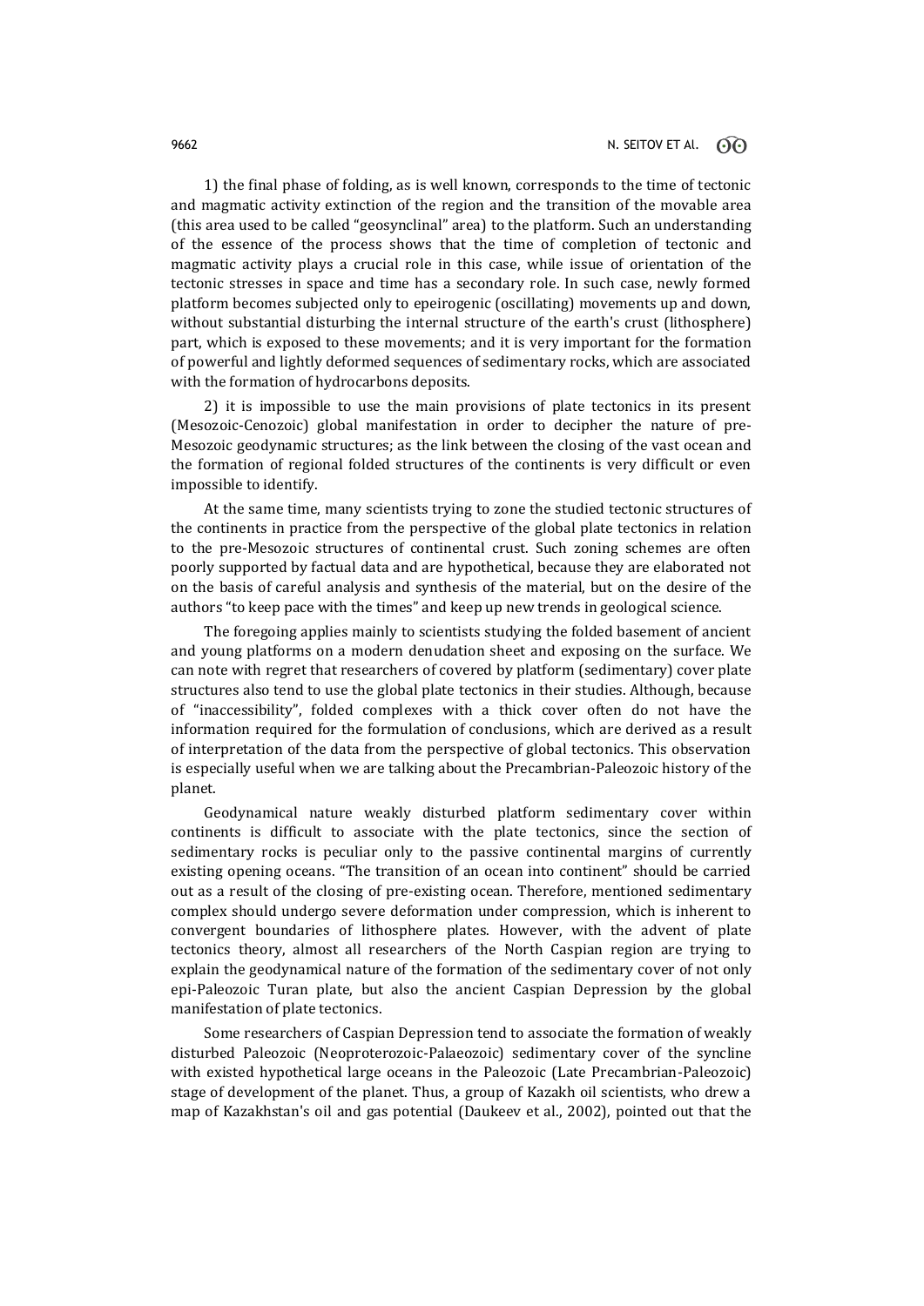1) the final phase of folding, as is well known, corresponds to the time of tectonic and magmatic activity extinction of the region and the transition of the movable area (this area used to be called "geosynclinal" area) to the platform. Such an understanding of the essence of the process shows that the time of completion of tectonic and magmatic activity plays a crucial role in this case, while issue of orientation of the tectonic stresses in space and time has a secondary role. In such case, newly formed platform becomes subjected only to epeirogenic (oscillating) movements up and down, without substantial disturbing the internal structure of the earth's crust (lithosphere) part, which is exposed to these movements; and it is very important for the formation of powerful and lightly deformed sequences of sedimentary rocks, which are associated with the formation of hydrocarbons deposits.

2) it is impossible to use the main provisions of plate tectonics in its present (Mesozoic-Cenozoic) global manifestation in order to decipher the nature of pre-Mesozoic geodynamic structures; as the link between the closing of the vast ocean and the formation of regional folded structures of the continents is very difficult or even impossible to identify.

At the same time, many scientists trying to zone the studied tectonic structures of the continents in practice from the perspective of the global plate tectonics in relation to the pre-Mesozoic structures of continental crust. Such zoning schemes are often poorly supported by factual data and are hypothetical, because they are elaborated not on the basis of careful analysis and synthesis of the material, but on the desire of the authors "to keep pace with the times" and keep up new trends in geological science.

The foregoing applies mainly to scientists studying the folded basement of ancient and young platforms on a modern denudation sheet and exposing on the surface. We can note with regret that researchers of covered by platform (sedimentary) cover plate structures also tend to use the global plate tectonics in their studies. Although, because of "inaccessibility", folded complexes with a thick cover often do not have the information required for the formulation of conclusions, which are derived as a result of interpretation of the data from the perspective of global tectonics. This observation is especially useful when we are talking about the Precambrian-Paleozoic history of the planet.

Geodynamical nature weakly disturbed platform sedimentary cover within continents is difficult to associate with the plate tectonics, since the section of sedimentary rocks is peculiar only to the passive continental margins of currently existing opening oceans. "The transition of an ocean into continent" should be carried out as a result of the closing of pre-existing ocean. Therefore, mentioned sedimentary complex should undergo severe deformation under compression, which is inherent to convergent boundaries of lithosphere plates. However, with the advent of plate tectonics theory, almost all researchers of the North Caspian region are trying to explain the geodynamical nature of the formation of the sedimentary cover of not only epi-Paleozoic Turan plate, but also the ancient Caspian Depression by the global manifestation of plate tectonics.

Some researchers of Caspian Depression tend to associate the formation of weakly disturbed Paleozoic (Neoproterozoic-Palaeozoic) sedimentary cover of the syncline with existed hypothetical large oceans in the Paleozoic (Late Precambrian-Paleozoic) stage of development of the planet. Thus, a group of Kazakh oil scientists, who drew a map of Kazakhstan's oil and gas potential (Daukeev et al., 2002), pointed out that the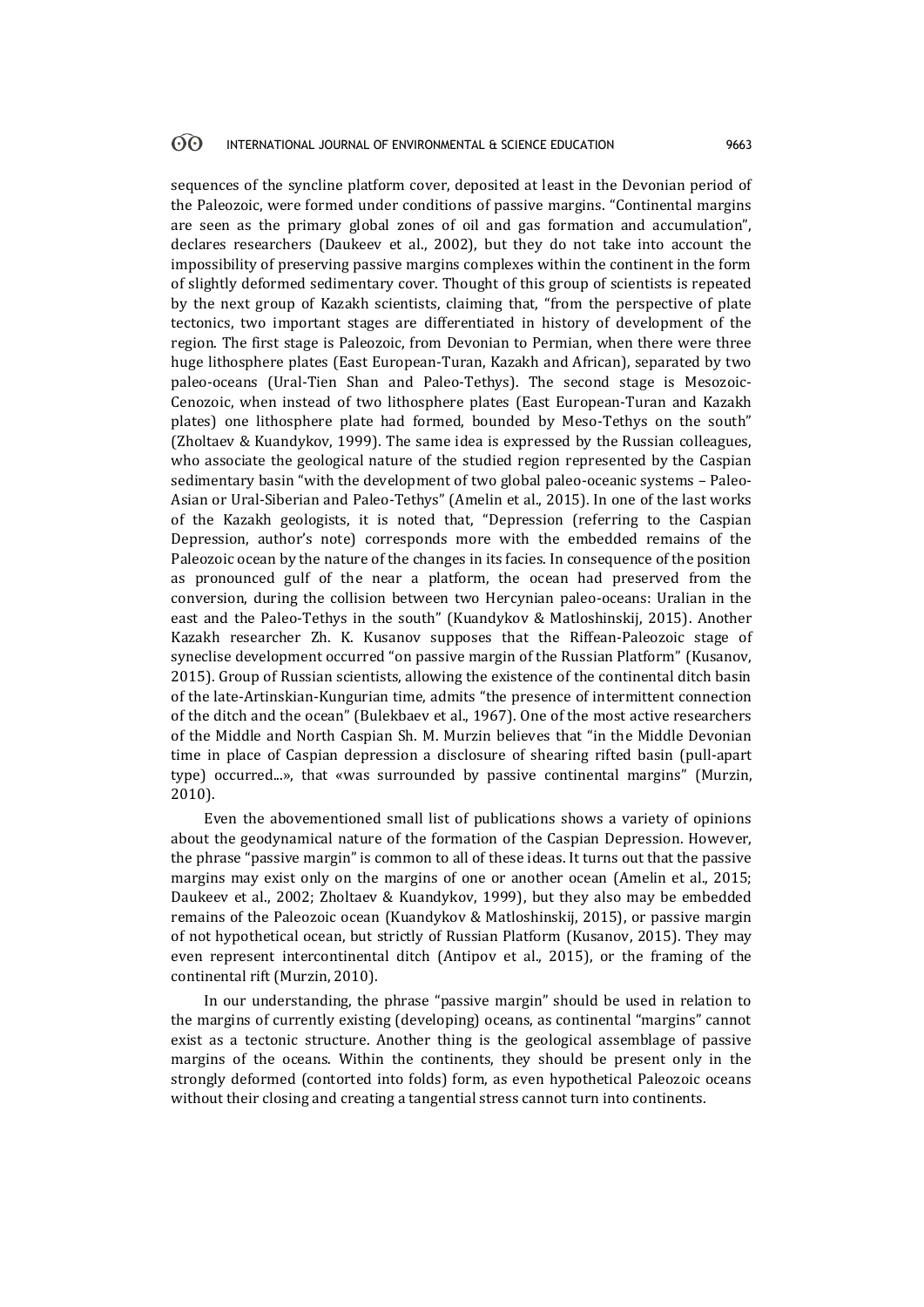sequences of the syncline platform cover, deposited at least in the Devonian period of the Paleozoic, were formed under conditions of passive margins. "Continental margins are seen as the primary global zones of oil and gas formation and accumulation", declares researchers (Daukeev et al., 2002), but they do not take into account the impossibility of preserving passive margins complexes within the continent in the form of slightly deformed sedimentary cover. Thought of this group of scientists is repeated by the next group of Kazakh scientists, claiming that, "from the perspective of plate tectonics, two important stages are differentiated in history of development of the region. The first stage is Paleozoic, from Devonian to Permian, when there were three huge lithosphere plates (East European-Turan, Kazakh and African), separated by two paleo-oceans (Ural-Tien Shan and Paleo-Tethys). The second stage is Mesozoic-Cenozoic, when instead of two lithosphere plates (East European-Turan and Kazakh plates) one lithosphere plate had formed, bounded by Meso-Tethys on the south" (Zholtaev & Kuandykov, 1999). The same idea is expressed by the Russian colleagues, who associate the geological nature of the studied region represented by the Caspian sedimentary basin "with the development of two global paleo-oceanic systems – Paleo-Asian or Ural-Siberian and Paleo-Tethys" (Amelin et al., 2015). In one of the last works of the Kazakh geologists, it is noted that, "Depression (referring to the Caspian Depression, author's note) corresponds more with the embedded remains of the Paleozoic ocean by the nature of the changes in its facies. In consequence of the position as pronounced gulf of the near a platform, the ocean had preserved from the conversion, during the collision between two Hercynian paleo-oceans: Uralian in the east and the Paleo-Tethys in the south" (Kuandykov & Matloshinskij, 2015). Another Kazakh researcher Zh. K. Kusanov supposes that the Riffean-Paleozoic stage of syneclise development occurred "on passive margin of the Russian Platform" (Kusanov, 2015). Group of Russian scientists, allowing the existence of the continental ditch basin of the late-Artinskian-Kungurian time, admits "the presence of intermittent connection of the ditch and the ocean" (Bulekbaev et al., 1967). One of the most active researchers of the Middle and North Caspian Sh. M. Murzin believes that "in the Middle Devonian time in place of Caspian depression a disclosure of shearing rifted basin (pull-apart type) occurred...», that «was surrounded by passive continental margins" (Murzin, 2010).

Even the abovementioned small list of publications shows a variety of opinions about the geodynamical nature of the formation of the Caspian Depression. However, the phrase "passive margin" is common to all of these ideas. It turns out that the passive margins may exist only on the margins of one or another ocean (Amelin et al., 2015; Daukeev et al., 2002; Zholtaev & Kuandykov, 1999), but they also may be embedded remains of the Paleozoic ocean (Kuandykov & Matloshinskij, 2015), or passive margin of not hypothetical ocean, but strictly of Russian Platform (Kusanov, 2015). They may even represent intercontinental ditch (Antipov et al., 2015), or the framing of the continental rift (Murzin, 2010).

In our understanding, the phrase "passive margin" should be used in relation to the margins of currently existing (developing) oceans, as continental "margins" cannot exist as a tectonic structure. Another thing is the geological assemblage of passive margins of the oceans. Within the continents, they should be present only in the strongly deformed (contorted into folds) form, as even hypothetical Paleozoic oceans without their closing and creating a tangential stress cannot turn into continents.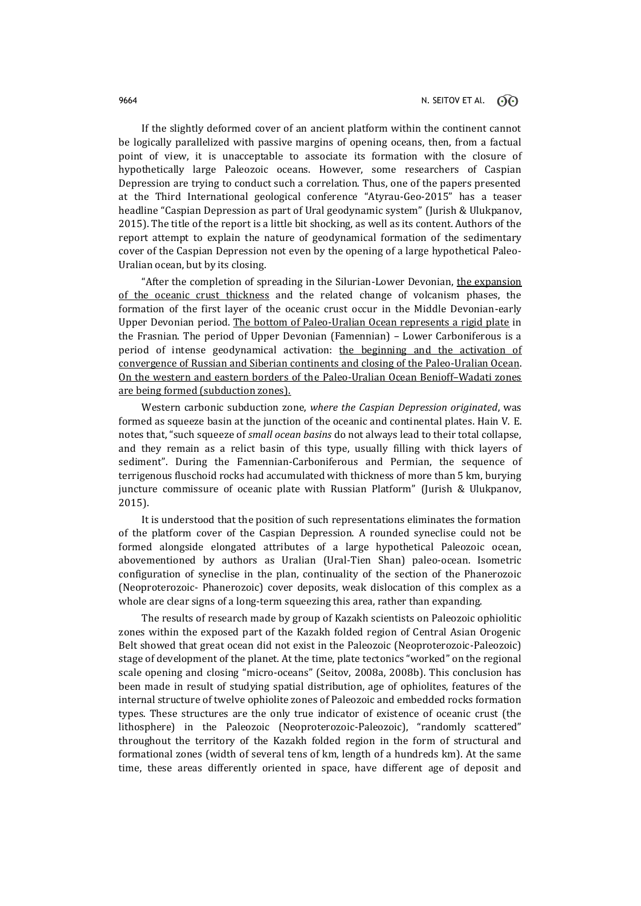If the slightly deformed cover of an ancient platform within the continent cannot be logically parallelized with passive margins of opening oceans, then, from a factual point of view, it is unacceptable to associate its formation with the closure of hypothetically large Paleozoic oceans. However, some researchers of Caspian Depression are trying to conduct such a correlation. Thus, one of the papers presented at the Third International geological conference "Atyrau-Geo-2015" has a teaser headline "Caspian Depression as part of Ural geodynamic system" (Jurish & Ulukpanov, 2015). The title of the report is a little bit shocking, as well as its content. Authors of the report attempt to explain the nature of geodynamical formation of the sedimentary cover of the Caspian Depression not even by the opening of a large hypothetical Paleo-Uralian ocean, but by its closing.

"After the completion of spreading in the Silurian-Lower Devonian, <u>the expansion of the oceanic crust thickness</u> and the related change of volcanism phases, the formation of the first layer of the oceanic crust occur in the Middle Devonian-early Upper Devonian period. <u>The bottom of Paleo-Uralian Ocean represents a rigid plate</u> in the Frasnian. The period of Upper Devonian (Famennian) – Lower Carboniferous is a period of intense geodynamical activation: <u>the beginning and the activation of convergence of Russian and Siberian continents and closing of the Paleo-Uralian Ocean</u>. <u>On the western and eastern borders of the Paleo-Uralian Ocean Benioff–Wadati zones are being formed (subduction zones).</u>

Western carbonic subduction zone, *where the Caspian Depression originated*, was formed as squeeze basin at the junction of the oceanic and continental plates. Hain V. E. notes that, "such squeeze of *small ocean basins* do not always lead to their total collapse, and they remain as a relict basin of this type, usually filling with thick layers of sediment". During the Famennian-Carboniferous and Permian, the sequence of terrigenous fluschoid rocks had accumulated with thickness of more than 5 km, burying juncture commissure of oceanic plate with Russian Platform" (Jurish & Ulukpanov, 2015).

It is understood that the position of such representations eliminates the formation of the platform cover of the Caspian Depression. A rounded syneclise could not be formed alongside elongated attributes of a large hypothetical Paleozoic ocean, abovementioned by authors as Uralian (Ural-Tien Shan) paleo-ocean. Isometric configuration of syneclise in the plan, continuality of the section of the Phanerozoic (Neoproterozoic- Phanerozoic) cover deposits, weak dislocation of this complex as a whole are clear signs of a long-term squeezing this area, rather than expanding.

The results of research made by group of Kazakh scientists on Paleozoic ophiolitic zones within the exposed part of the Kazakh folded region of Central Asian Orogenic Belt showed that great ocean did not exist in the Paleozoic (Neoproterozoic-Paleozoic) stage of development of the planet. At the time, plate tectonics "worked" on the regional scale opening and closing "micro-oceans" (Seitov, 2008a, 2008b). This conclusion has been made in result of studying spatial distribution, age of ophiolites, features of the internal structure of twelve ophiolite zones of Paleozoic and embedded rocks formation types. These structures are the only true indicator of existence of oceanic crust (the lithosphere) in the Paleozoic (Neoproterozoic-Paleozoic), "randomly scattered" throughout the territory of the Kazakh folded region in the form of structural and formational zones (width of several tens of km, length of a hundreds km). At the same time, these areas differently oriented in space, have different age of deposit and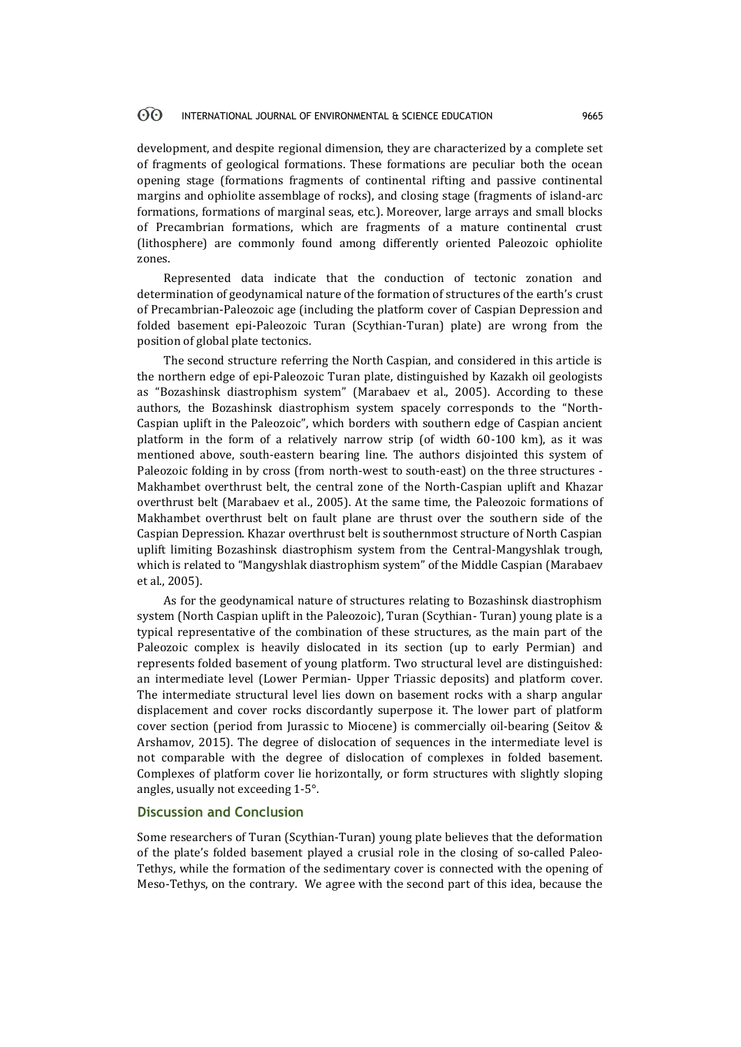development, and despite regional dimension, they are characterized by a complete set of fragments of geological formations. These formations are peculiar both the ocean opening stage (formations fragments of continental rifting and passive continental margins and ophiolite assemblage of rocks), and closing stage (fragments of island-arc formations, formations of marginal seas, etc.). Moreover, large arrays and small blocks of Precambrian formations, which are fragments of a mature continental crust (lithosphere) are commonly found among differently oriented Paleozoic ophiolite zones.

Represented data indicate that the conduction of tectonic zonation and determination of geodynamical nature of the formation of structures of the earth's crust of Precambrian-Paleozoic age (including the platform cover of Caspian Depression and folded basement epi-Paleozoic Turan (Scythian-Turan) plate) are wrong from the position of global plate tectonics.

The second structure referring the North Caspian, and considered in this article is the northern edge of epi-Paleozoic Turan plate, distinguished by Kazakh oil geologists as "Bozashinsk diastrophism system" (Marabaev et al., 2005). According to these authors, the Bozashinsk diastrophism system spacely corresponds to the "North-Caspian uplift in the Paleozoic", which borders with southern edge of Caspian ancient platform in the form of a relatively narrow strip (of width 60-100 km), as it was mentioned above, south-eastern bearing line. The authors disjointed this system of Paleozoic folding in by cross (from north-west to south-east) on the three structures - Makhambet overthrust belt, the central zone of the North-Caspian uplift and Khazar overthrust belt (Marabaev et al., 2005). At the same time, the Paleozoic formations of Makhambet overthrust belt on fault plane are thrust over the southern side of the Caspian Depression. Khazar overthrust belt is southernmost structure of North Caspian uplift limiting Bozashinsk diastrophism system from the Central-Mangyshlak trough, which is related to "Mangyshlak diastrophism system" of the Middle Caspian (Marabaev et al., 2005).

As for the geodynamical nature of structures relating to Bozashinsk diastrophism system (North Caspian uplift in the Paleozoic), Turan (Scythian- Turan) young plate is a typical representative of the combination of these structures, as the main part of the Paleozoic complex is heavily dislocated in its section (up to early Permian) and represents folded basement of young platform. Two structural level are distinguished: an intermediate level (Lower Permian- Upper Triassic deposits) and platform cover. The intermediate structural level lies down on basement rocks with a sharp angular displacement and cover rocks discordantly superpose it. The lower part of platform cover section (period from Jurassic to Miocene) is commercially oil-bearing (Seitov & Arshamov, 2015). The degree of dislocation of sequences in the intermediate level is not comparable with the degree of dislocation of complexes in folded basement. Complexes of platform cover lie horizontally, or form structures with slightly sloping angles, usually not exceeding 1-5°.

## Discussion and Conclusion

Some researchers of Turan (Scythian-Turan) young plate believes that the deformation of the plate's folded basement played a crusial role in the closing of so-called Paleo-Tethys, while the formation of the sedimentary cover is connected with the opening of Meso-Tethys, on the contrary. We agree with the second part of this idea, because the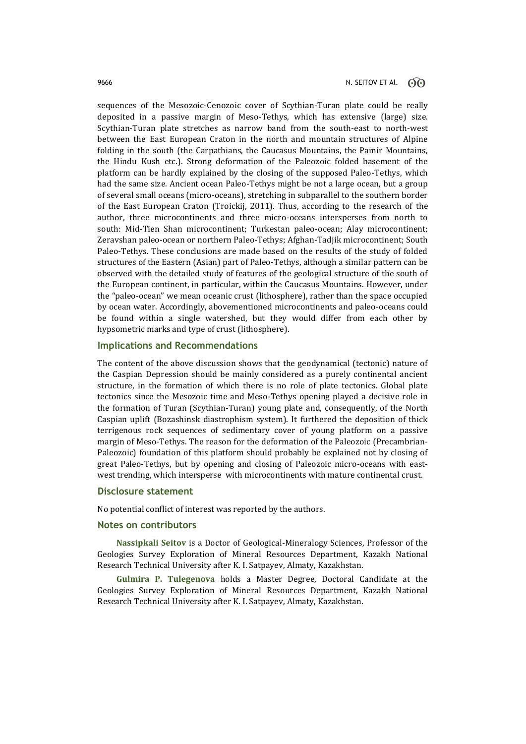sequences of the Mesozoic-Cenozoic cover of Scythian-Turan plate could be really deposited in a passive margin of Meso-Tethys, which has extensive (large) size. Scythian-Turan plate stretches as narrow band from the south-east to north-west between the East European Craton in the north and mountain structures of Alpine folding in the south (the Carpathians, the Caucasus Mountains, the Pamir Mountains, the Hindu Kush etc.). Strong deformation of the Paleozoic folded basement of the platform can be hardly explained by the closing of the supposed Paleo-Tethys, which had the same size. Ancient ocean Paleo-Tethys might be not a large ocean, but a group of several small oceans (micro-oceans), stretching in subparallel to the southern border of the East European Craton (Troickij, 2011). Thus, according to the research of the author, three microcontinents and three micro-oceans intersperses from north to south: Mid-Tien Shan microcontinent; Turkestan paleo-ocean; Alay microcontinent; Zeravshan paleo-ocean or northern Paleo-Tethys; Afghan-Tadjik microcontinent; South Paleo-Tethys. These conclusions are made based on the results of the study of folded structures of the Eastern (Asian) part of Paleo-Tethys, although a similar pattern can be observed with the detailed study of features of the geological structure of the south of the European continent, in particular, within the Caucasus Mountains. However, under the "paleo-ocean" we mean oceanic crust (lithosphere), rather than the space occupied by ocean water. Accordingly, abovementioned microcontinents and paleo-oceans could be found within a single watershed, but they would differ from each other by hypsometric marks and type of crust (lithosphere).

## Implications and Recommendations

The content of the above discussion shows that the geodynamical (tectonic) nature of the Caspian Depression should be mainly considered as a purely continental ancient structure, in the formation of which there is no role of plate tectonics. Global plate tectonics since the Mesozoic time and Meso-Tethys opening played a decisive role in the formation of Turan (Scythian-Turan) young plate and, consequently, of the North Caspian uplift (Bozashinsk diastrophism system). It furthered the deposition of thick terrigenous rock sequences of sedimentary cover of young platform on a passive margin of Meso-Tethys. The reason for the deformation of the Paleozoic (Precambrian-Paleozoic) foundation of this platform should probably be explained not by closing of great Paleo-Tethys, but by opening and closing of Paleozoic micro-oceans with east-west trending, which intersperse with microcontinents with mature continental crust.

## Disclosure statement

No potential conflict of interest was reported by the authors.

## Notes on contributors

**Nassipkali Seitov** is a Doctor of Geological-Mineralogy Sciences, Professor of the Geologies Survey Exploration of Mineral Resources Department, Kazakh National Research Technical University after K. I. Satpayev, Almaty, Kazakhstan.

**Gulmira P. Tulegenova** holds a Master Degree, Doctoral Candidate at the Geologies Survey Exploration of Mineral Resources Department, Kazakh National Research Technical University after K. I. Satpayev, Almaty, Kazakhstan.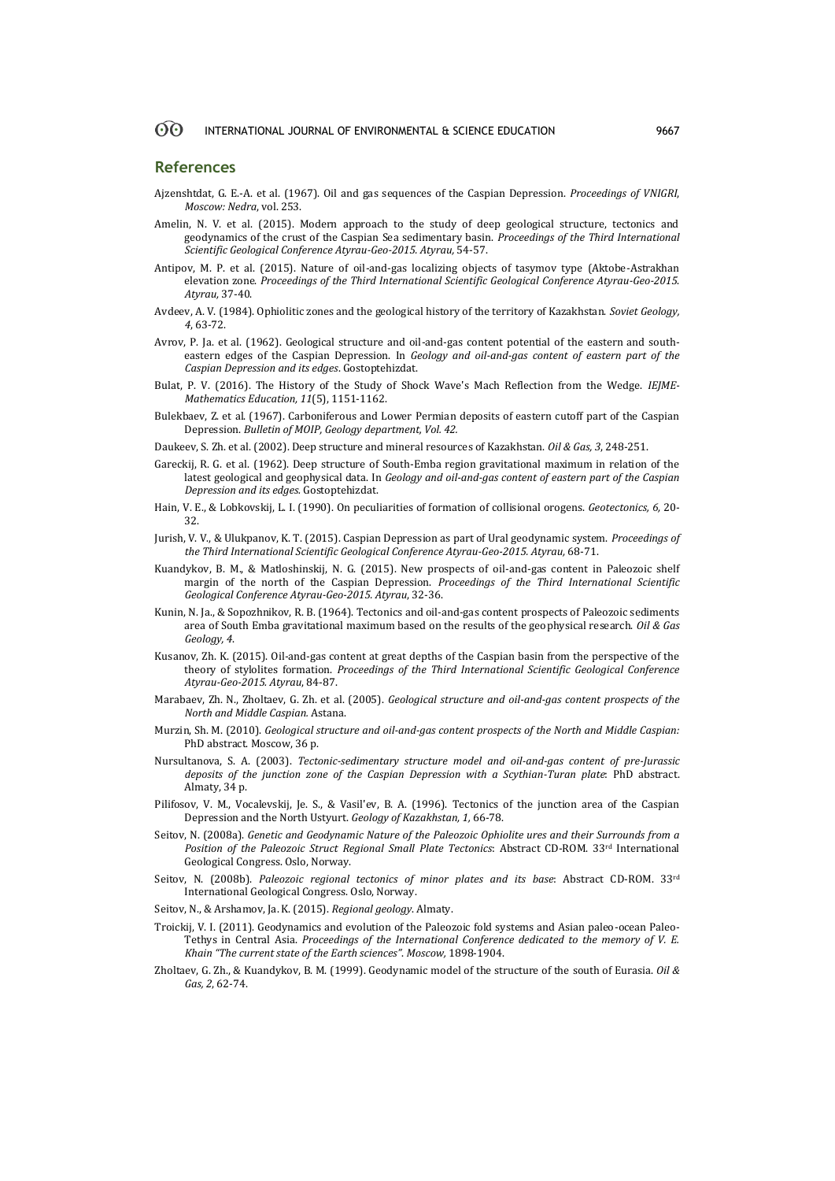## References

Ajzenshtdat, G. E.-A. et al. (1967). Oil and gas sequences of the Caspian Depression. *Proceedings of VNIGRI, Moscow: Nedra*, vol. 253.

Amelin, N. V. et al. (2015). Modern approach to the study of deep geological structure, tectonics and geodynamics of the crust of the Caspian Sea sedimentary basin. *Proceedings of the Third International Scientific Geological Conference Atyrau-Geo-2015. Atyrau*, 54-57.

Antipov, M. P. et al. (2015). Nature of oil-and-gas localizing objects of tasymov type (Aktobe-Astrakhan elevation zone. *Proceedings of the Third International Scientific Geological Conference Atyrau-Geo-2015. Atyrau*, 37-40.

Avdeev, A. V. (1984). Ophiolitic zones and the geological history of the territory of Kazakhstan. *Soviet Geology, 4*, 63-72.

Avrov, P. Ja. et al. (1962). Geological structure and oil-and-gas content potential of the eastern and south-eastern edges of the Caspian Depression. In *Geology and oil-and-gas content of eastern part of the Caspian Depression and its edges*. Gostoptehizdat.

Bulat, P. V. (2016). The History of the Study of Shock Wave's Mach Reflection from the Wedge. *IEJME-Mathematics Education, 11*(5), 1151-1162.

Bulekbaev, Z. et al. (1967). Carboniferous and Lower Permian deposits of eastern cutoff part of the Caspian Depression. *Bulletin of MOIP, Geology department, Vol. 42.*

Daukeev, S. Zh. et al. (2002). Deep structure and mineral resources of Kazakhstan. *Oil & Gas, 3*, 248-251.

Gareckij, R. G. et al. (1962). Deep structure of South-Emba region gravitational maximum in relation of the latest geological and geophysical data. In *Geology and oil-and-gas content of eastern part of the Caspian Depression and its edges*. Gostoptehizdat.

Hain, V. E., & Lobkovskij, L. I. (1990). On peculiarities of formation of collisional orogens. *Geotectonics, 6*, 20-32.

Jurish, V. V., & Ulukpanov, K. T. (2015). Caspian Depression as part of Ural geodynamic system. *Proceedings of the Third International Scientific Geological Conference Atyrau-Geo-2015. Atyrau*, 68-71.

Kuandykov, B. M., & Matloshinskij, N. G. (2015). New prospects of oil-and-gas content in Paleozoic shelf margin of the north of the Caspian Depression. *Proceedings of the Third International Scientific Geological Conference Atyrau-Geo-2015. Atyrau*, 32-36.

Kunin, N. Ja., & Sopozhnikov, R. B. (1964). Tectonics and oil-and-gas content prospects of Paleozoic sediments area of South Emba gravitational maximum based on the results of the geophysical research. *Oil & Gas Geology, 4*.

Kusanov, Zh. K. (2015). Oil-and-gas content at great depths of the Caspian basin from the perspective of the theory of stylolites formation. *Proceedings of the Third International Scientific Geological Conference Atyrau-Geo-2015. Atyrau*, 84-87.

Marabaev, Zh. N., Zholtaev, G. Zh. et al. (2005). *Geological structure and oil-and-gas content prospects of the North and Middle Caspian*. Astana.

Murzin, Sh. M. (2010). *Geological structure and oil-and-gas content prospects of the North and Middle Caspian:* PhD abstract. Moscow, 36 p.

Nursultanova, S. A. (2003). *Tectonic-sedimentary structure model and oil-and-gas content of pre-Jurassic deposits of the junction zone of the Caspian Depression with a Scythian-Turan plate*: PhD abstract. Almaty, 34 p.

Pilifosov, V. M., Vocalevskij, Je. S., & Vasil'ev, B. A. (1996). Tectonics of the junction area of the Caspian Depression and the North Ustyurt. *Geology of Kazakhstan, 1*, 66-78.

Seitov, N. (2008a). *Genetic and Geodynamic Nature of the Paleozoic Ophiolite ures and their Surrounds from a Position of the Paleozoic Struct Regional Small Plate Tectonics*: Abstract CD-ROM. 33rd International Geological Congress. Oslo, Norway.

Seitov, N. (2008b). *Paleozoic regional tectonics of minor plates and its base*: Abstract CD-ROM. 33rd International Geological Congress. Oslo, Norway.

Seitov, N., & Arshamov, Ja. K. (2015). *Regional geology*. Almaty.

Troickij, V. I. (2011). Geodynamics and evolution of the Paleozoic fold systems and Asian paleo-ocean Paleo-Tethys in Central Asia. *Proceedings of the International Conference dedicated to the memory of V. E. Khain "The current state of the Earth sciences". Moscow,* 1898-1904.

Zholtaev, G. Zh., & Kuandykov, B. M. (1999). Geodynamic model of the structure of the south of Eurasia. *Oil & Gas, 2*, 62-74.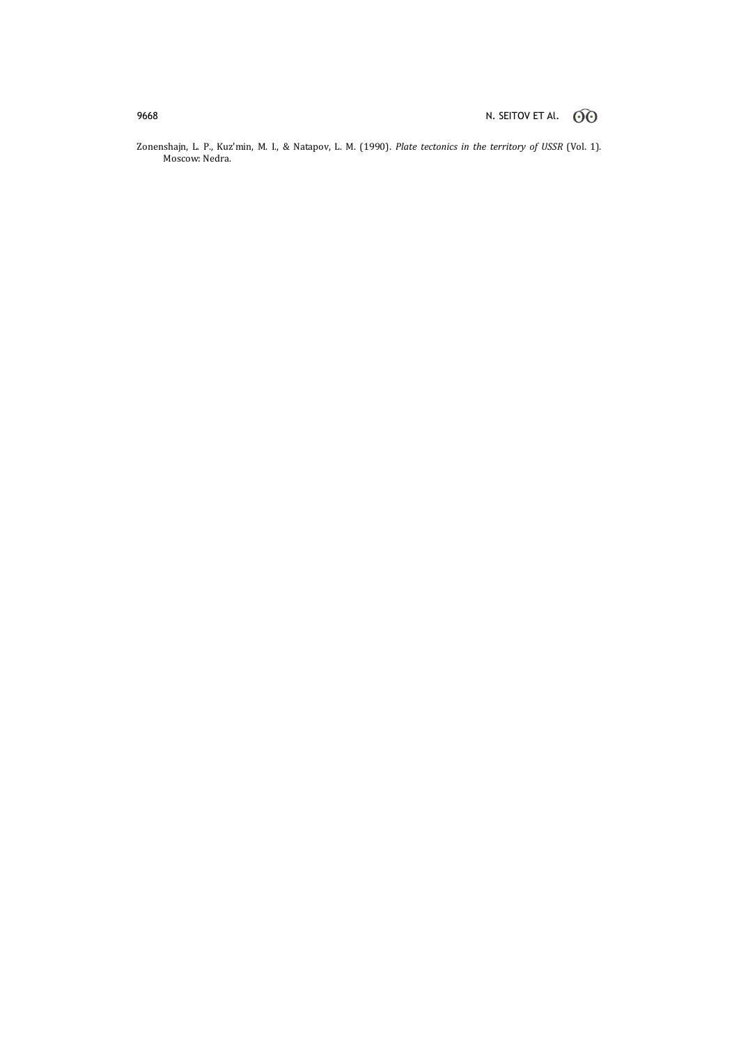Zonenshajn, L. P., Kuz'min, M. I., & Natapov, L. M. (1990). *Plate tectonics in the territory of USSR* (Vol. 1). Moscow: Nedra.